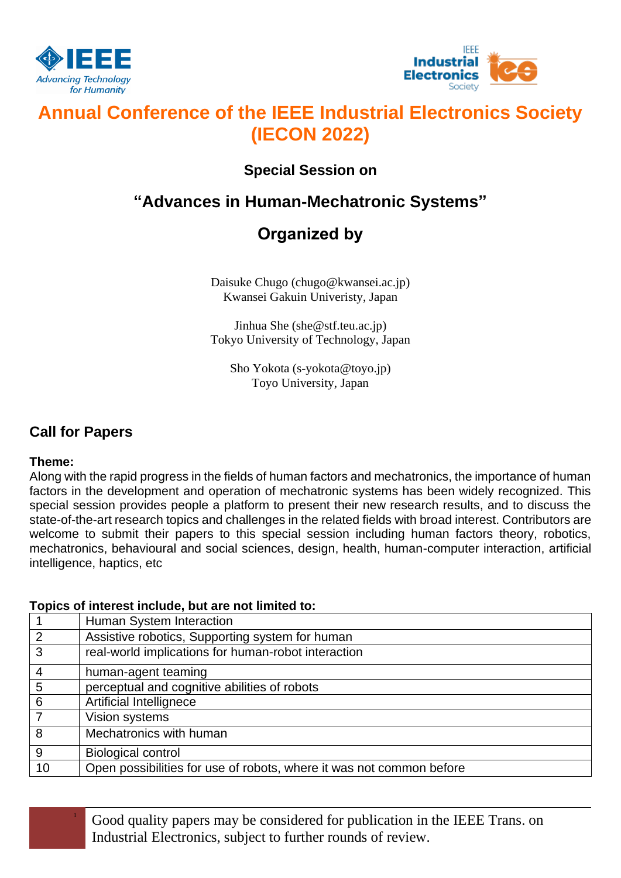# Annual Conference of the IEEE Industrial Electronics Society (IECON 2022)

## Special Session on

## "Advances in Human-Mechatronic Systems"

## Organized by

Daisuke Chugo (chugo@kwansei.ac.jp)
Kwansei Gakuin Univeristy, Japan

Jinhua She (she@stf.teu.ac.jp)
Tokyo University of Technology, Japan

Sho Yokota (s-yokota@toyo.jp)
Toyo University, Japan

## Call for Papers

**Theme:**
Along with the rapid progress in the fields of human factors and mechatronics, the importance of human factors in the development and operation of mechatronic systems has been widely recognized. This special session provides people a platform to present their new research results, and to discuss the state-of-the-art research topics and challenges in the related fields with broad interest. Contributors are welcome to submit their papers to this special session including human factors theory, robotics, mechatronics, behavioural and social sciences, design, health, human-computer interaction, artificial intelligence, haptics, etc

**Topics of interest include, but are not limited to:**

| | |
|---|---|
| 1 | Human System Interaction |
| 2 | Assistive robotics, Supporting system for human |
| 3 | real-world implications for human-robot interaction |
| 4 | human-agent teaming |
| 5 | perceptual and cognitive abilities of robots |
| 6 | Artificial Intellignece |
| 7 | Vision systems |
| 8 | Mechatronics with human |
| 9 | Biological control |
| 10 | Open possibilities for use of robots, where it was not common before |

Good quality papers may be considered for publication in the IEEE Trans. on Industrial Electronics, subject to further rounds of review.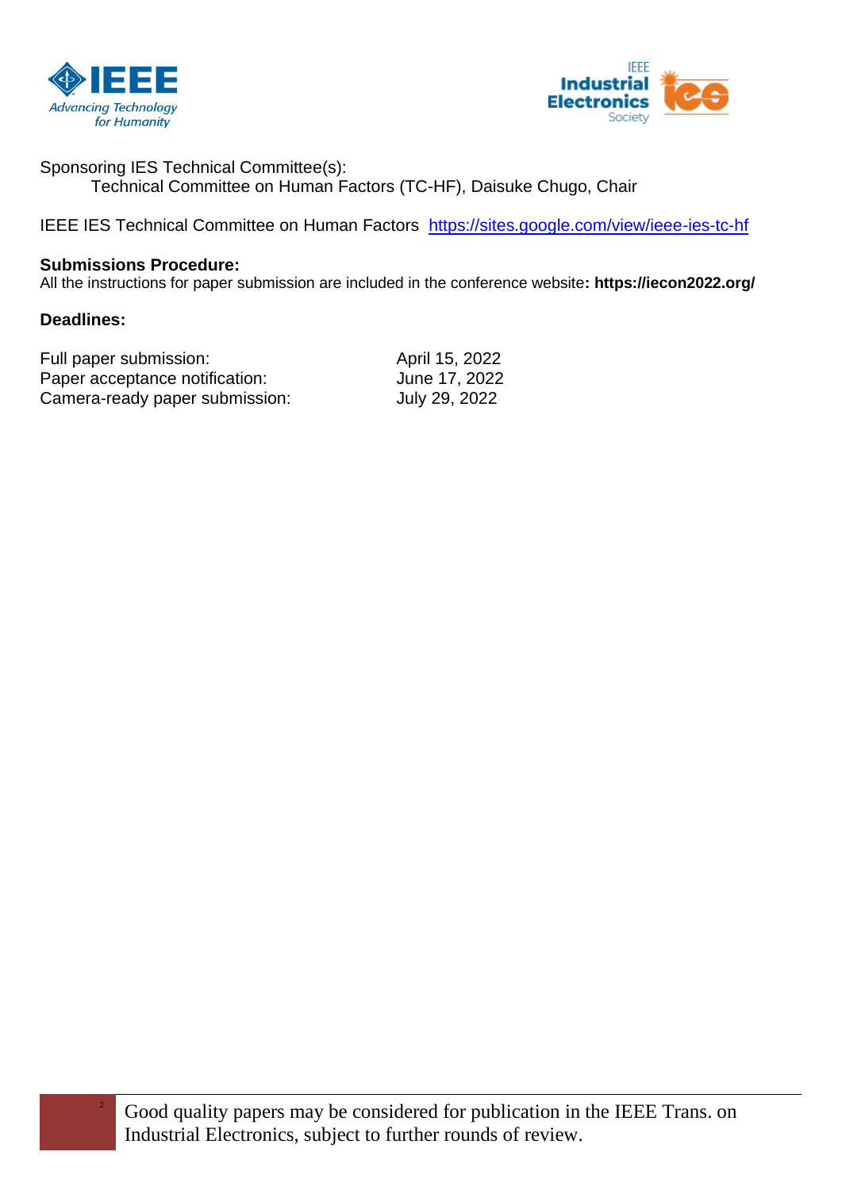Sponsoring IES Technical Committee(s):

Technical Committee on Human Factors (TC-HF), Daisuke Chugo, Chair

IEEE IES Technical Committee on Human Factors https://sites.google.com/view/ieee-ies-tc-hf

**Submissions Procedure:**

All the instructions for paper submission are included in the conference website**: https://iecon2022.org/**

**Deadlines:**

| | |
|---|---|
| Full paper submission: | April 15, 2022 |
| Paper acceptance notification: | June 17, 2022 |
| Camera-ready paper submission: | July 29, 2022 |

Good quality papers may be considered for publication in the IEEE Trans. on Industrial Electronics, subject to further rounds of review.